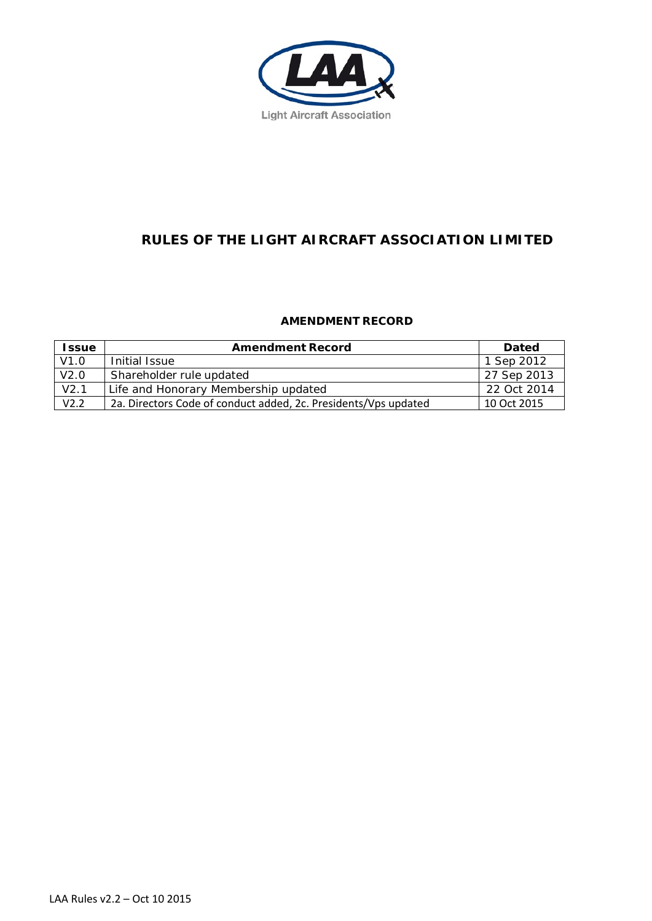Light Aircraft Association

# RULES OF THE LIGHT AIRCRAFT ASSOCIATION LIMITED

## AMENDMENT RECORD

| Issue | Amendment Record | Dated |
|---|---|---|
| V1.0 | Initial Issue | 1 Sep 2012 |
| V2.0 | Shareholder rule updated | 27 Sep 2013 |
| V2.1 | Life and Honorary Membership updated | 22 Oct 2014 |
| V2.2 | 2a. Directors Code of conduct added, 2c. Presidents/Vps updated | 10 Oct 2015 |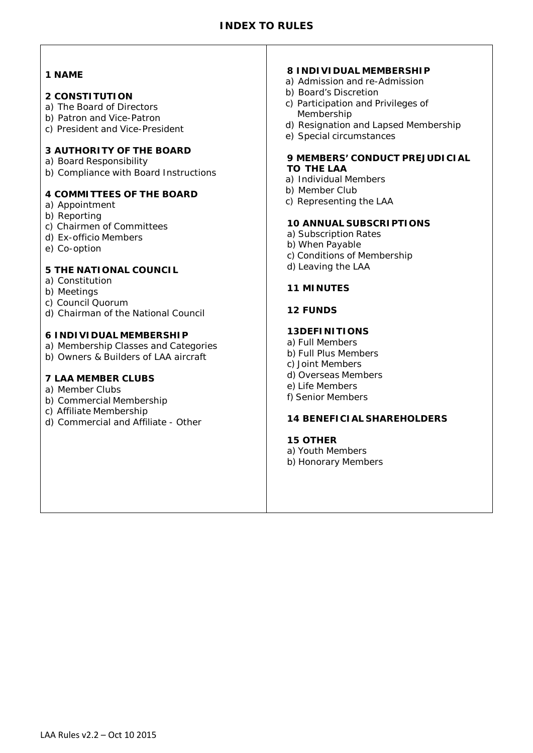# INDEX TO RULES

**1 NAME**

**2 CONSTITUTION**
a) The Board of Directors
b) Patron and Vice-Patron
c) President and Vice-President

**3 AUTHORITY OF THE BOARD**
a) Board Responsibility
b) Compliance with Board Instructions

**4 COMMITTEES OF THE BOARD**
a) Appointment
b) Reporting
c) Chairmen of Committees
d) Ex-officio Members
e) Co-option

**5 THE NATIONAL COUNCIL**
a) Constitution
b) Meetings
c) Council Quorum
d) Chairman of the National Council

**6 INDIVIDUAL MEMBERSHIP**
a) Membership Classes and Categories
b) Owners & Builders of LAA aircraft

**7 LAA MEMBER CLUBS**
a) Member Clubs
b) Commercial Membership
c) Affiliate Membership
d) Commercial and Affiliate - Other

**8 INDIVIDUAL MEMBERSHIP**
a) Admission and re-Admission
b) Board's Discretion
c) Participation and Privileges of Membership
d) Resignation and Lapsed Membership
e) Special circumstances

**9 MEMBERS' CONDUCT PREJUDICIAL TO THE LAA**
a) Individual Members
b) Member Club
c) Representing the LAA

**10 ANNUAL SUBSCRIPTIONS**
a) Subscription Rates
b) When Payable
c) Conditions of Membership
d) Leaving the LAA

**11 MINUTES**

**12 FUNDS**

**13DEFINITIONS**
a) Full Members
b) Full Plus Members
c) Joint Members
d) Overseas Members
e) Life Members
f) Senior Members

**14 BENEFICIAL SHAREHOLDERS**

**15 OTHER**
a) Youth Members
b) Honorary Members

LAA Rules v2.2 – Oct 10 2015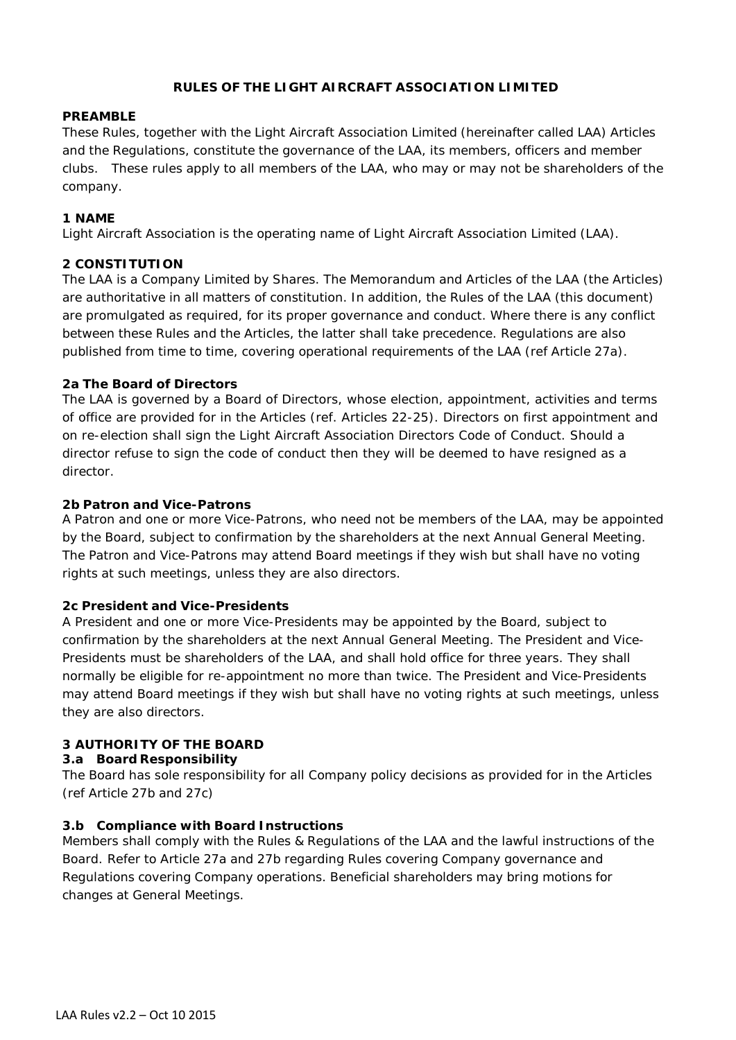# RULES OF THE LIGHT AIRCRAFT ASSOCIATION LIMITED

## PREAMBLE

These Rules, together with the Light Aircraft Association Limited (hereinafter called LAA) Articles and the Regulations, constitute the governance of the LAA, its members, officers and member clubs. These rules apply to all members of the LAA, who may or may not be shareholders of the company.

## 1 NAME

Light Aircraft Association is the operating name of Light Aircraft Association Limited (LAA).

## 2 CONSTITUTION

The LAA is a Company Limited by Shares. The Memorandum and Articles of the LAA (the Articles) are authoritative in all matters of constitution. In addition, the Rules of the LAA (this document) are promulgated as required, for its proper governance and conduct. Where there is any conflict between these Rules and the Articles, the latter shall take precedence. Regulations are also published from time to time, covering operational requirements of the LAA (ref Article 27a).

### 2a The Board of Directors

The LAA is governed by a Board of Directors, whose election, appointment, activities and terms of office are provided for in the Articles (ref. Articles 22-25). Directors on first appointment and on re-election shall sign the Light Aircraft Association Directors Code of Conduct. Should a director refuse to sign the code of conduct then they will be deemed to have resigned as a director.

### 2b Patron and Vice-Patrons

A Patron and one or more Vice-Patrons, who need not be members of the LAA, may be appointed by the Board, subject to confirmation by the shareholders at the next Annual General Meeting. The Patron and Vice-Patrons may attend Board meetings if they wish but shall have no voting rights at such meetings, unless they are also directors.

### 2c President and Vice-Presidents

A President and one or more Vice-Presidents may be appointed by the Board, subject to confirmation by the shareholders at the next Annual General Meeting. The President and Vice-Presidents must be shareholders of the LAA, and shall hold office for three years. They shall normally be eligible for re-appointment no more than twice. The President and Vice-Presidents may attend Board meetings if they wish but shall have no voting rights at such meetings, unless they are also directors.

## 3 AUTHORITY OF THE BOARD

### 3.a Board Responsibility

The Board has sole responsibility for all Company policy decisions as provided for in the Articles (ref Article 27b and 27c)

### 3.b Compliance with Board Instructions

Members shall comply with the Rules & Regulations of the LAA and the lawful instructions of the Board. Refer to Article 27a and 27b regarding Rules covering Company governance and Regulations covering Company operations. Beneficial shareholders may bring motions for changes at General Meetings.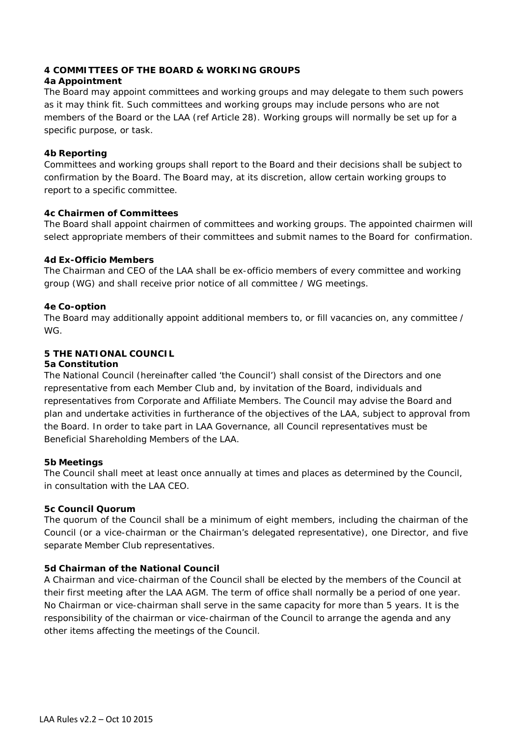## 4 COMMITTEES OF THE BOARD & WORKING GROUPS

### 4a Appointment

The Board may appoint committees and working groups and may delegate to them such powers as it may think fit. Such committees and working groups may include persons who are not members of the Board or the LAA (ref Article 28). Working groups will normally be set up for a specific purpose, or task.

### 4b Reporting

Committees and working groups shall report to the Board and their decisions shall be subject to confirmation by the Board. The Board may, at its discretion, allow certain working groups to report to a specific committee.

### 4c Chairmen of Committees

The Board shall appoint chairmen of committees and working groups. The appointed chairmen will select appropriate members of their committees and submit names to the Board for confirmation.

### 4d Ex-Officio Members

The Chairman and CEO of the LAA shall be ex-officio members of every committee and working group (WG) and shall receive prior notice of all committee / WG meetings.

### 4e Co-option

The Board may additionally appoint additional members to, or fill vacancies on, any committee / WG.

## 5 THE NATIONAL COUNCIL

### 5a Constitution

The National Council (hereinafter called 'the Council') shall consist of the Directors and one representative from each Member Club and, by invitation of the Board, individuals and representatives from Corporate and Affiliate Members. The Council may advise the Board and plan and undertake activities in furtherance of the objectives of the LAA, subject to approval from the Board. In order to take part in LAA Governance, all Council representatives must be Beneficial Shareholding Members of the LAA.

### 5b Meetings

The Council shall meet at least once annually at times and places as determined by the Council, in consultation with the LAA CEO.

### 5c Council Quorum

The quorum of the Council shall be a minimum of eight members, including the chairman of the Council (or a vice-chairman or the Chairman's delegated representative), one Director, and five separate Member Club representatives.

### 5d Chairman of the National Council

A Chairman and vice-chairman of the Council shall be elected by the members of the Council at their first meeting after the LAA AGM. The term of office shall normally be a period of one year. No Chairman or vice-chairman shall serve in the same capacity for more than 5 years. It is the responsibility of the chairman or vice-chairman of the Council to arrange the agenda and any other items affecting the meetings of the Council.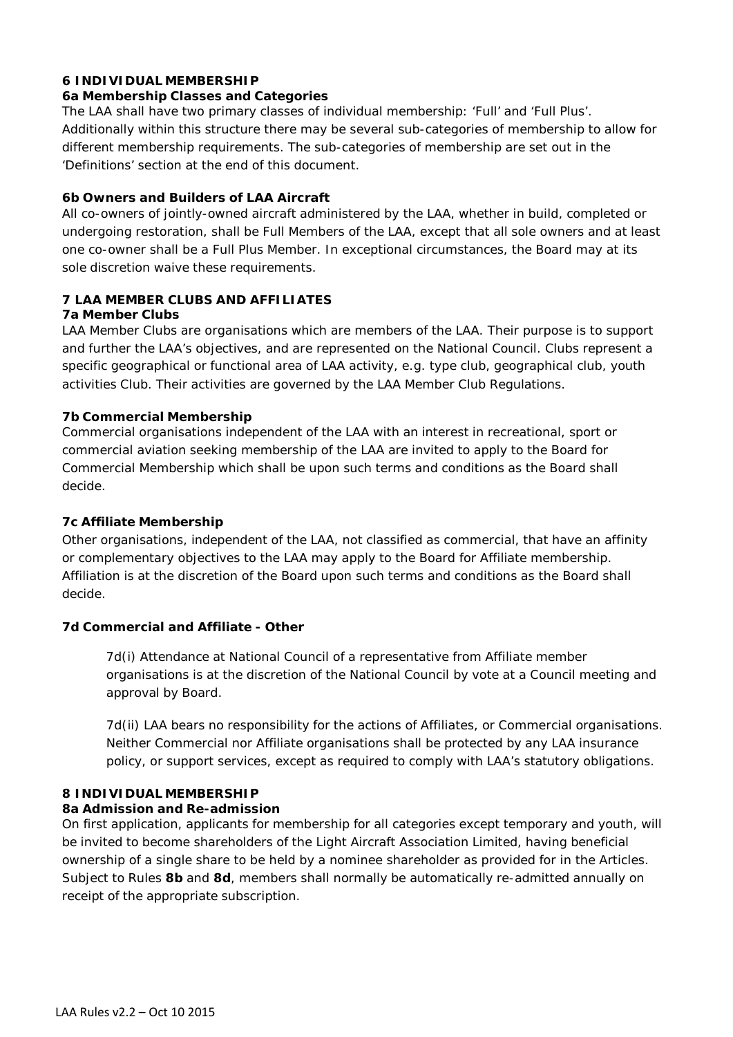## 6 INDIVIDUAL MEMBERSHIP

### 6a Membership Classes and Categories

The LAA shall have two primary classes of individual membership: 'Full' and 'Full Plus'. Additionally within this structure there may be several sub-categories of membership to allow for different membership requirements. The sub-categories of membership are set out in the 'Definitions' section at the end of this document.

### 6b Owners and Builders of LAA Aircraft

All co-owners of jointly-owned aircraft administered by the LAA, whether in build, completed or undergoing restoration, shall be Full Members of the LAA, except that all sole owners and at least one co-owner shall be a Full Plus Member. In exceptional circumstances, the Board may at its sole discretion waive these requirements.

## 7 LAA MEMBER CLUBS AND AFFILIATES

### 7a Member Clubs

LAA Member Clubs are organisations which are members of the LAA. Their purpose is to support and further the LAA's objectives, and are represented on the National Council. Clubs represent a specific geographical or functional area of LAA activity, e.g. type club, geographical club, youth activities Club. Their activities are governed by the LAA Member Club Regulations.

### 7b Commercial Membership

Commercial organisations independent of the LAA with an interest in recreational, sport or commercial aviation seeking membership of the LAA are invited to apply to the Board for Commercial Membership which shall be upon such terms and conditions as the Board shall decide.

### 7c Affiliate Membership

Other organisations, independent of the LAA, not classified as commercial, that have an affinity or complementary objectives to the LAA may apply to the Board for Affiliate membership. Affiliation is at the discretion of the Board upon such terms and conditions as the Board shall decide.

### 7d Commercial and Affiliate - Other

7d(i) Attendance at National Council of a representative from Affiliate member organisations is at the discretion of the National Council by vote at a Council meeting and approval by Board.

7d(ii) LAA bears no responsibility for the actions of Affiliates, or Commercial organisations. Neither Commercial nor Affiliate organisations shall be protected by any LAA insurance policy, or support services, except as required to comply with LAA's statutory obligations.

## 8 INDIVIDUAL MEMBERSHIP

### 8a Admission and Re-admission

On first application, applicants for membership for all categories except temporary and youth, will be invited to become shareholders of the Light Aircraft Association Limited, having beneficial ownership of a single share to be held by a nominee shareholder as provided for in the Articles. Subject to Rules **8b** and **8d**, members shall normally be automatically re-admitted annually on receipt of the appropriate subscription.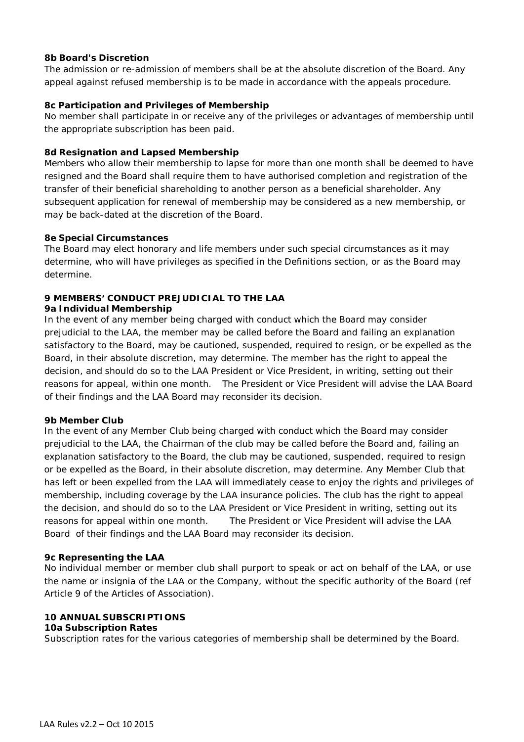**8b Board's Discretion**

The admission or re-admission of members shall be at the absolute discretion of the Board. Any appeal against refused membership is to be made in accordance with the appeals procedure.

**8c Participation and Privileges of Membership**

No member shall participate in or receive any of the privileges or advantages of membership until the appropriate subscription has been paid.

**8d Resignation and Lapsed Membership**

Members who allow their membership to lapse for more than one month shall be deemed to have resigned and the Board shall require them to have authorised completion and registration of the transfer of their beneficial shareholding to another person as a beneficial shareholder. Any subsequent application for renewal of membership may be considered as a new membership, or may be back-dated at the discretion of the Board.

**8e Special Circumstances**

The Board may elect honorary and life members under such special circumstances as it may determine, who will have privileges as specified in the Definitions section, or as the Board may determine.

## 9 MEMBERS' CONDUCT PREJUDICIAL TO THE LAA

**9a Individual Membership**

In the event of any member being charged with conduct which the Board may consider prejudicial to the LAA, the member may be called before the Board and failing an explanation satisfactory to the Board, may be cautioned, suspended, required to resign, or be expelled as the Board, in their absolute discretion, may determine. The member has the right to appeal the decision, and should do so to the LAA President or Vice President, in writing, setting out their reasons for appeal, within one month. The President or Vice President will advise the LAA Board of their findings and the LAA Board may reconsider its decision.

**9b Member Club**

In the event of any Member Club being charged with conduct which the Board may consider prejudicial to the LAA, the Chairman of the club may be called before the Board and, failing an explanation satisfactory to the Board, the club may be cautioned, suspended, required to resign or be expelled as the Board, in their absolute discretion, may determine. Any Member Club that has left or been expelled from the LAA will immediately cease to enjoy the rights and privileges of membership, including coverage by the LAA insurance policies. The club has the right to appeal the decision, and should do so to the LAA President or Vice President in writing, setting out its reasons for appeal within one month. The President or Vice President will advise the LAA Board of their findings and the LAA Board may reconsider its decision.

**9c Representing the LAA**

No individual member or member club shall purport to speak or act on behalf of the LAA, or use the name or insignia of the LAA or the Company, without the specific authority of the Board (ref Article 9 of the Articles of Association).

## 10 ANNUAL SUBSCRIPTIONS

**10a Subscription Rates**

Subscription rates for the various categories of membership shall be determined by the Board.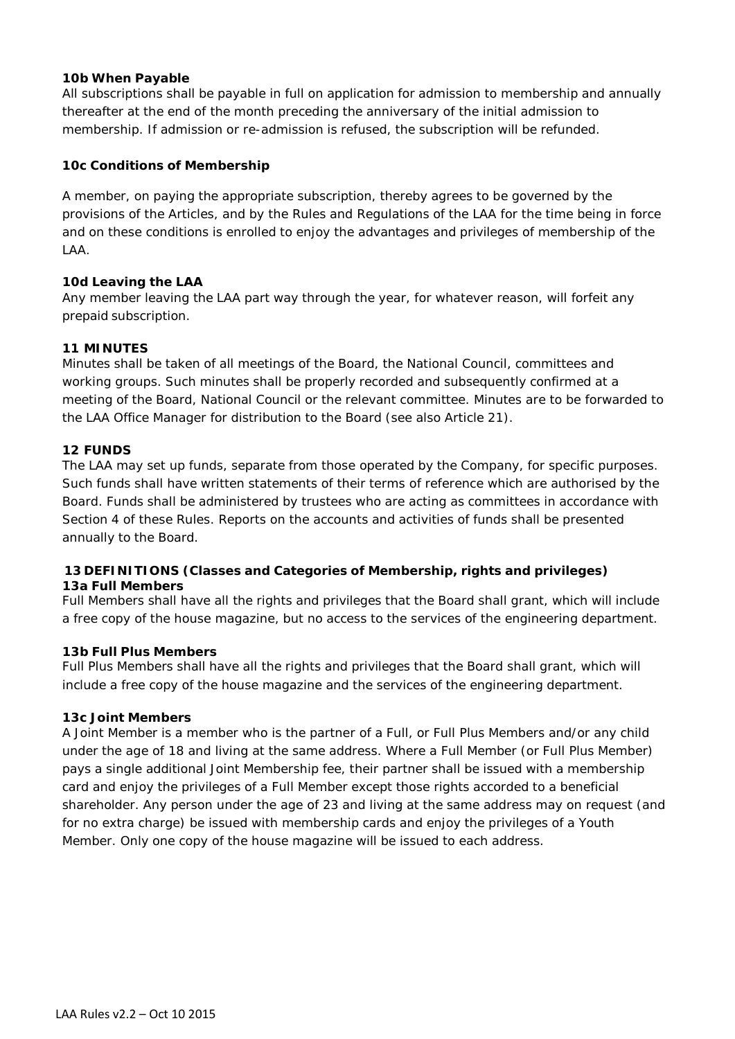### 10b When Payable

All subscriptions shall be payable in full on application for admission to membership and annually thereafter at the end of the month preceding the anniversary of the initial admission to membership. If admission or re-admission is refused, the subscription will be refunded.

### 10c Conditions of Membership

A member, on paying the appropriate subscription, thereby agrees to be governed by the provisions of the Articles, and by the Rules and Regulations of the LAA for the time being in force and on these conditions is enrolled to enjoy the advantages and privileges of membership of the LAA.

### 10d Leaving the LAA

Any member leaving the LAA part way through the year, for whatever reason, will forfeit any prepaid subscription.

## 11 MINUTES

Minutes shall be taken of all meetings of the Board, the National Council, committees and working groups. Such minutes shall be properly recorded and subsequently confirmed at a meeting of the Board, National Council or the relevant committee. Minutes are to be forwarded to the LAA Office Manager for distribution to the Board (see also Article 21).

## 12 FUNDS

The LAA may set up funds, separate from those operated by the Company, for specific purposes. Such funds shall have written statements of their terms of reference which are authorised by the Board. Funds shall be administered by trustees who are acting as committees in accordance with Section 4 of these Rules. Reports on the accounts and activities of funds shall be presented annually to the Board.

## 13 DEFINITIONS (Classes and Categories of Membership, rights and privileges)

### 13a Full Members

Full Members shall have all the rights and privileges that the Board shall grant, which will include a free copy of the house magazine, but no access to the services of the engineering department.

### 13b Full Plus Members

Full Plus Members shall have all the rights and privileges that the Board shall grant, which will include a free copy of the house magazine and the services of the engineering department.

### 13c Joint Members

A Joint Member is a member who is the partner of a Full, or Full Plus Members and/or any child under the age of 18 and living at the same address. Where a Full Member (or Full Plus Member) pays a single additional Joint Membership fee, their partner shall be issued with a membership card and enjoy the privileges of a Full Member except those rights accorded to a beneficial shareholder. Any person under the age of 23 and living at the same address may on request (and for no extra charge) be issued with membership cards and enjoy the privileges of a Youth Member. Only one copy of the house magazine will be issued to each address.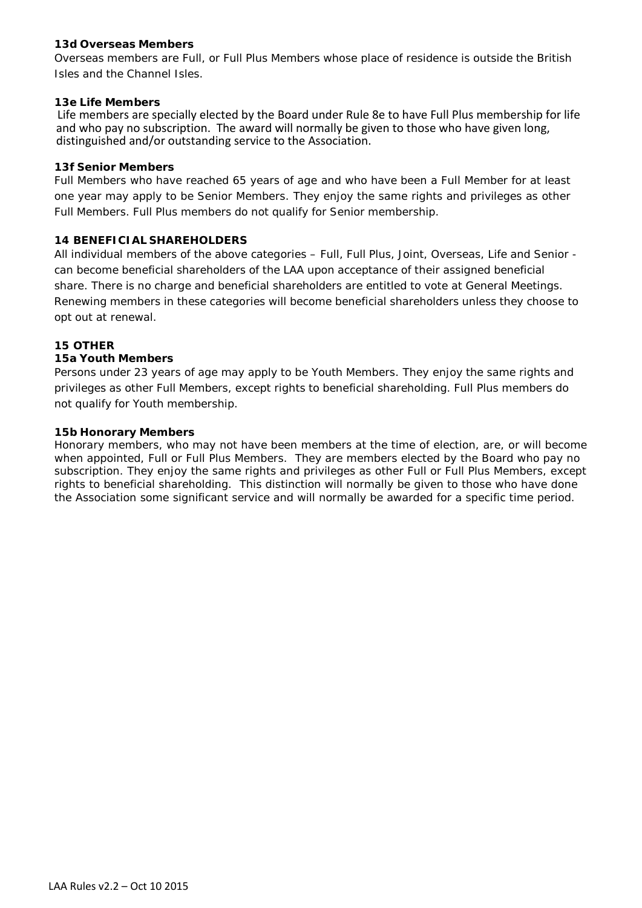### 13d Overseas Members

Overseas members are Full, or Full Plus Members whose place of residence is outside the British Isles and the Channel Isles.

### 13e Life Members

Life members are specially elected by the Board under Rule 8e to have Full Plus membership for life and who pay no subscription. The award will normally be given to those who have given long, distinguished and/or outstanding service to the Association.

### 13f Senior Members

Full Members who have reached 65 years of age and who have been a Full Member for at least one year may apply to be Senior Members. They enjoy the same rights and privileges as other Full Members. Full Plus members do not qualify for Senior membership.

## 14 BENEFICIAL SHAREHOLDERS

All individual members of the above categories – Full, Full Plus, Joint, Overseas, Life and Senior - can become beneficial shareholders of the LAA upon acceptance of their assigned beneficial share. There is no charge and beneficial shareholders are entitled to vote at General Meetings. Renewing members in these categories will become beneficial shareholders unless they choose to opt out at renewal.

## 15 OTHER

### 15a Youth Members

Persons under 23 years of age may apply to be Youth Members. They enjoy the same rights and privileges as other Full Members, except rights to beneficial shareholding. Full Plus members do not qualify for Youth membership.

### 15b Honorary Members

Honorary members, who may not have been members at the time of election, are, or will become when appointed, Full or Full Plus Members. They are members elected by the Board who pay no subscription. They enjoy the same rights and privileges as other Full or Full Plus Members, except rights to beneficial shareholding. This distinction will normally be given to those who have done the Association some significant service and will normally be awarded for a specific time period.